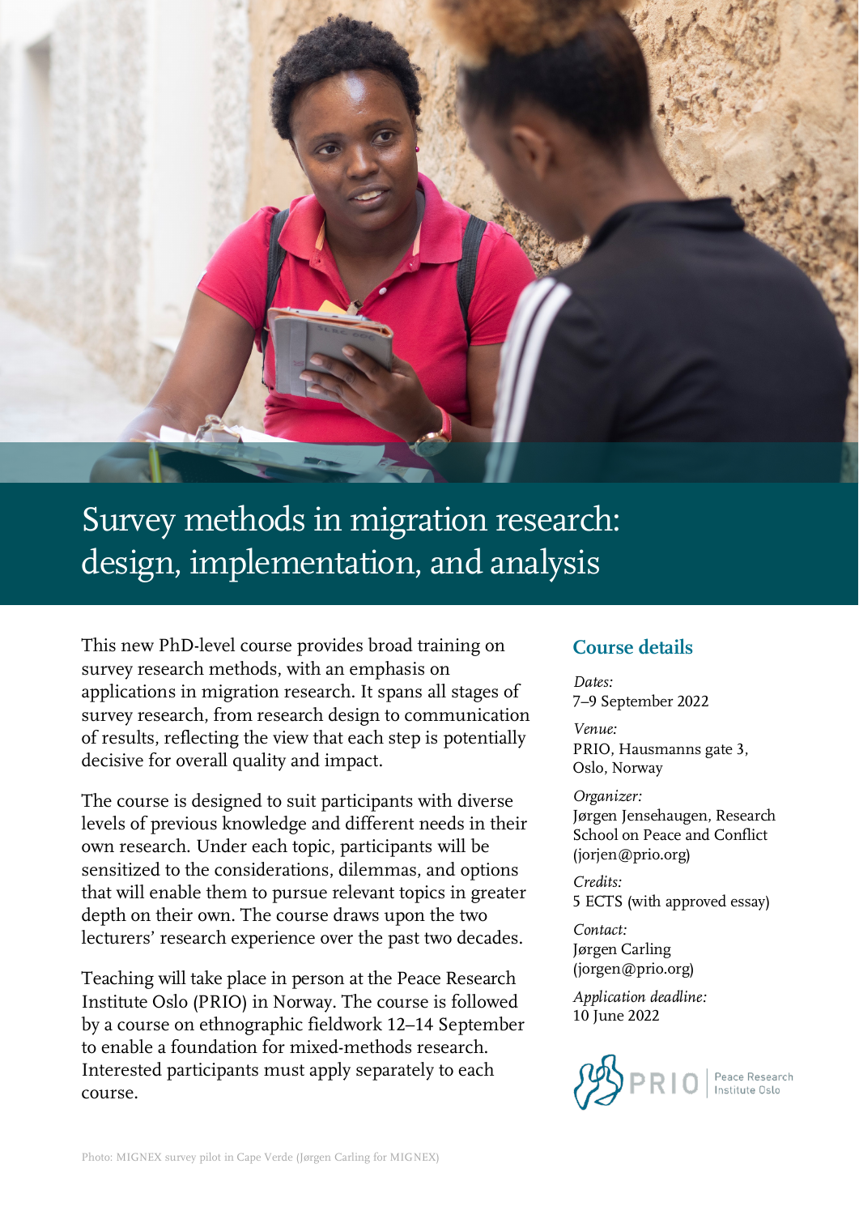# Survey methods in migration research: design, implementation, and analysis

This new PhD-level course provides broad training on survey research methods, with an emphasis on applications in migration research. It spans all stages of survey research, from research design to communication of results, reflecting the view that each step is potentially decisive for overall quality and impact.

The course is designed to suit participants with diverse levels of previous knowledge and different needs in their own research. Under each topic, participants will be sensitized to the considerations, dilemmas, and options that will enable them to pursue relevant topics in greater depth on their own. The course draws upon the two lecturers' research experience over the past two decades.

Teaching will take place in person at the Peace Research Institute Oslo (PRIO) in Norway. The course is followed by a course on ethnographic fieldwork 12–14 September to enable a foundation for mixed-methods research. Interested participants must apply separately to each course.

## Course details

*Dates:*
7–9 September 2022

*Venue:*
PRIO, Hausmanns gate 3, Oslo, Norway

*Organizer:*
Jørgen Jensehaugen, Research School on Peace and Conflict (jorjen@prio.org)

*Credits:*
5 ECTS (with approved essay)

*Contact:*
Jørgen Carling (jorgen@prio.org)

*Application deadline:*
10 June 2022

PRIO | Peace Research Institute Oslo

Photo: MIGNEX survey pilot in Cape Verde (Jørgen Carling for MIGNEX)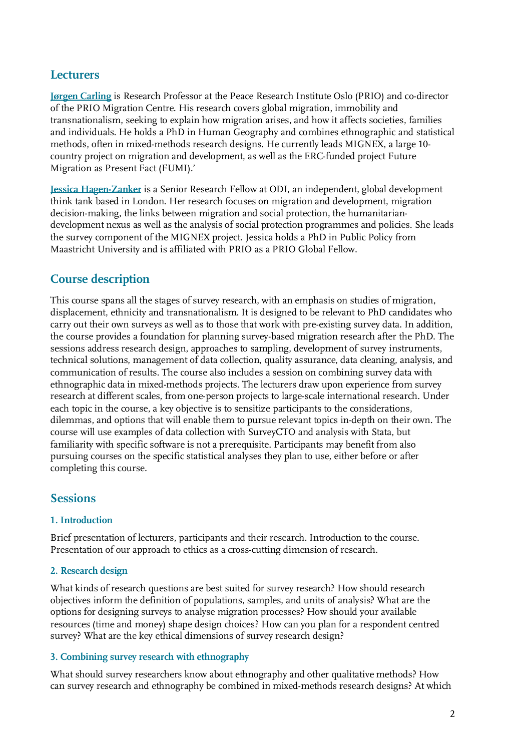## Lecturers

**[Jørgen Carling]** is Research Professor at the Peace Research Institute Oslo (PRIO) and co-director of the PRIO Migration Centre. His research covers global migration, immobility and transnationalism, seeking to explain how migration arises, and how it affects societies, families and individuals. He holds a PhD in Human Geography and combines ethnographic and statistical methods, often in mixed-methods research designs. He currently leads MIGNEX, a large 10-country project on migration and development, as well as the ERC-funded project Future Migration as Present Fact (FUMI).'

**[Jessica Hagen-Zanker]** is a Senior Research Fellow at ODI, an independent, global development think tank based in London. Her research focuses on migration and development, migration decision-making, the links between migration and social protection, the humanitarian-development nexus as well as the analysis of social protection programmes and policies. She leads the survey component of the MIGNEX project. Jessica holds a PhD in Public Policy from Maastricht University and is affiliated with PRIO as a PRIO Global Fellow.

## Course description

This course spans all the stages of survey research, with an emphasis on studies of migration, displacement, ethnicity and transnationalism. It is designed to be relevant to PhD candidates who carry out their own surveys as well as to those that work with pre-existing survey data. In addition, the course provides a foundation for planning survey-based migration research after the PhD. The sessions address research design, approaches to sampling, development of survey instruments, technical solutions, management of data collection, quality assurance, data cleaning, analysis, and communication of results. The course also includes a session on combining survey data with ethnographic data in mixed-methods projects. The lecturers draw upon experience from survey research at different scales, from one-person projects to large-scale international research. Under each topic in the course, a key objective is to sensitize participants to the considerations, dilemmas, and options that will enable them to pursue relevant topics in-depth on their own. The course will use examples of data collection with SurveyCTO and analysis with Stata, but familiarity with specific software is not a prerequisite. Participants may benefit from also pursuing courses on the specific statistical analyses they plan to use, either before or after completing this course.

## Sessions

### 1. Introduction

Brief presentation of lecturers, participants and their research. Introduction to the course. Presentation of our approach to ethics as a cross-cutting dimension of research.

### 2. Research design

What kinds of research questions are best suited for survey research? How should research objectives inform the definition of populations, samples, and units of analysis? What are the options for designing surveys to analyse migration processes? How should your available resources (time and money) shape design choices? How can you plan for a respondent centred survey? What are the key ethical dimensions of survey research design?

### 3. Combining survey research with ethnography

What should survey researchers know about ethnography and other qualitative methods? How can survey research and ethnography be combined in mixed-methods research designs? At which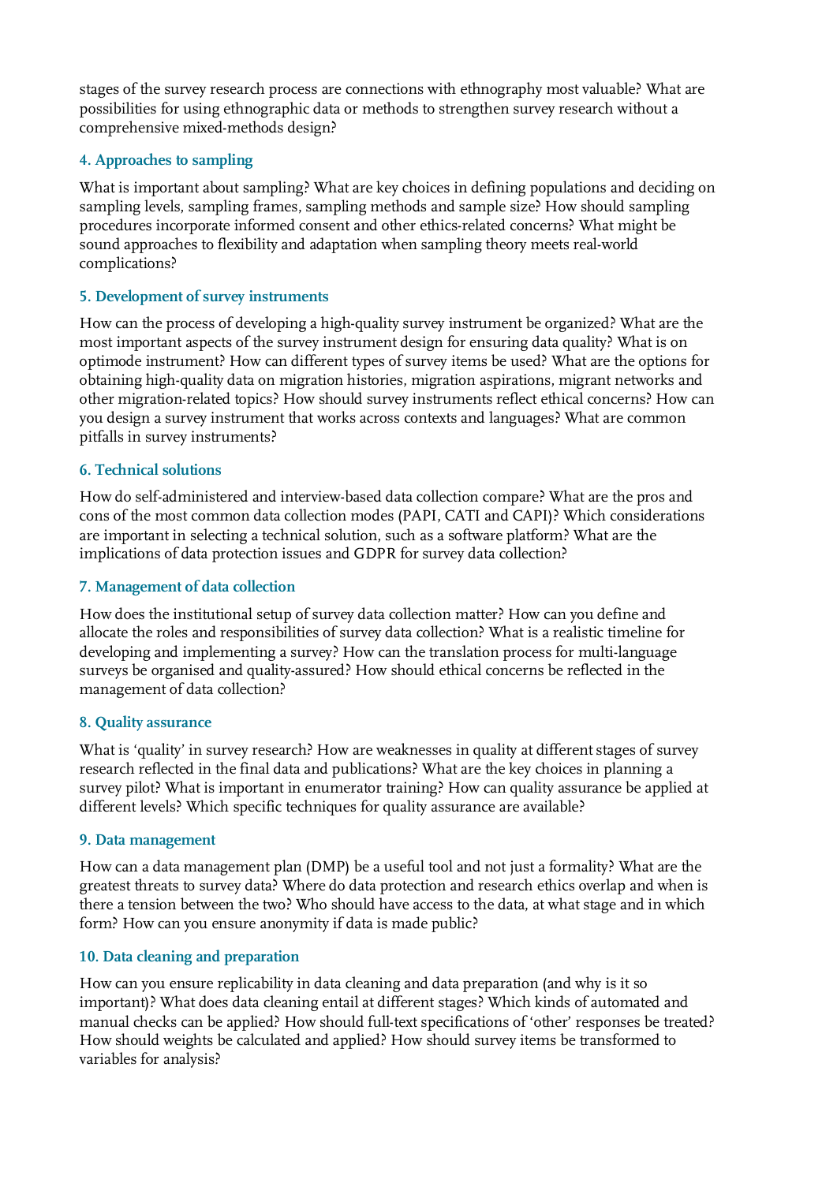stages of the survey research process are connections with ethnography most valuable? What are possibilities for using ethnographic data or methods to strengthen survey research without a comprehensive mixed-methods design?

### 4. Approaches to sampling

What is important about sampling? What are key choices in defining populations and deciding on sampling levels, sampling frames, sampling methods and sample size? How should sampling procedures incorporate informed consent and other ethics-related concerns? What might be sound approaches to flexibility and adaptation when sampling theory meets real-world complications?

### 5. Development of survey instruments

How can the process of developing a high-quality survey instrument be organized? What are the most important aspects of the survey instrument design for ensuring data quality? What is on optimode instrument? How can different types of survey items be used? What are the options for obtaining high-quality data on migration histories, migration aspirations, migrant networks and other migration-related topics? How should survey instruments reflect ethical concerns? How can you design a survey instrument that works across contexts and languages? What are common pitfalls in survey instruments?

### 6. Technical solutions

How do self-administered and interview-based data collection compare? What are the pros and cons of the most common data collection modes (PAPI, CATI and CAPI)? Which considerations are important in selecting a technical solution, such as a software platform? What are the implications of data protection issues and GDPR for survey data collection?

### 7. Management of data collection

How does the institutional setup of survey data collection matter? How can you define and allocate the roles and responsibilities of survey data collection? What is a realistic timeline for developing and implementing a survey? How can the translation process for multi-language surveys be organised and quality-assured? How should ethical concerns be reflected in the management of data collection?

### 8. Quality assurance

What is 'quality' in survey research? How are weaknesses in quality at different stages of survey research reflected in the final data and publications? What are the key choices in planning a survey pilot? What is important in enumerator training? How can quality assurance be applied at different levels? Which specific techniques for quality assurance are available?

### 9. Data management

How can a data management plan (DMP) be a useful tool and not just a formality? What are the greatest threats to survey data? Where do data protection and research ethics overlap and when is there a tension between the two? Who should have access to the data, at what stage and in which form? How can you ensure anonymity if data is made public?

### 10. Data cleaning and preparation

How can you ensure replicability in data cleaning and data preparation (and why is it so important)? What does data cleaning entail at different stages? Which kinds of automated and manual checks can be applied? How should full-text specifications of 'other' responses be treated? How should weights be calculated and applied? How should survey items be transformed to variables for analysis?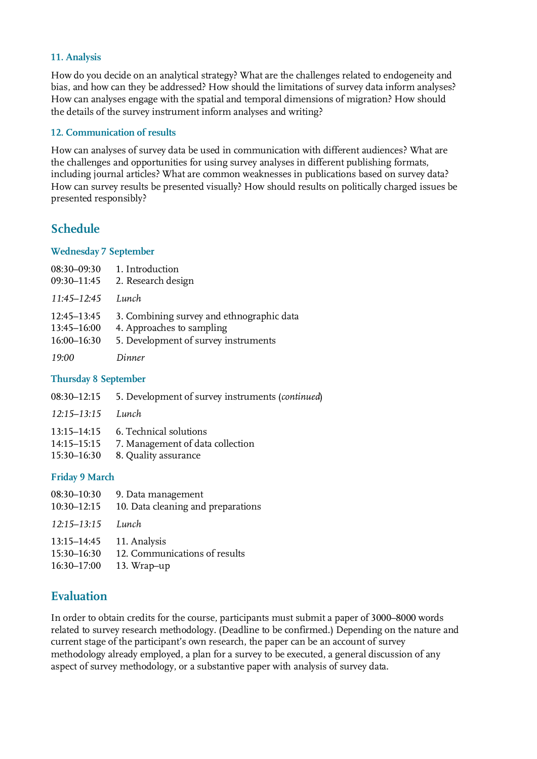### 11. Analysis

How do you decide on an analytical strategy? What are the challenges related to endogeneity and bias, and how can they be addressed? How should the limitations of survey data inform analyses? How can analyses engage with the spatial and temporal dimensions of migration? How should the details of the survey instrument inform analyses and writing?

### 12. Communication of results

How can analyses of survey data be used in communication with different audiences? What are the challenges and opportunities for using survey analyses in different publishing formats, including journal articles? What are common weaknesses in publications based on survey data? How can survey results be presented visually? How should results on politically charged issues be presented responsibly?

## Schedule

### Wednesday 7 September

| | |
|---|---|
| 08:30–09:30 | 1. Introduction |
| 09:30–11:45 | 2. Research design |
| *11:45–12:45* | *Lunch* |
| 12:45–13:45 | 3. Combining survey and ethnographic data |
| 13:45–16:00 | 4. Approaches to sampling |
| 16:00–16:30 | 5. Development of survey instruments |
| *19:00* | *Dinner* |

### Thursday 8 September

| | |
|---|---|
| 08:30–12:15 | 5. Development of survey instruments (*continued*) |
| *12:15–13:15* | *Lunch* |
| 13:15–14:15 | 6. Technical solutions |
| 14:15–15:15 | 7. Management of data collection |
| 15:30–16:30 | 8. Quality assurance |

### Friday 9 March

| | |
|---|---|
| 08:30–10:30 | 9. Data management |
| 10:30–12:15 | 10. Data cleaning and preparations |
| *12:15–13:15* | *Lunch* |
| 13:15–14:45 | 11. Analysis |
| 15:30–16:30 | 12. Communications of results |
| 16:30–17:00 | 13. Wrap–up |

## Evaluation

In order to obtain credits for the course, participants must submit a paper of 3000–8000 words related to survey research methodology. (Deadline to be confirmed.) Depending on the nature and current stage of the participant's own research, the paper can be an account of survey methodology already employed, a plan for a survey to be executed, a general discussion of any aspect of survey methodology, or a substantive paper with analysis of survey data.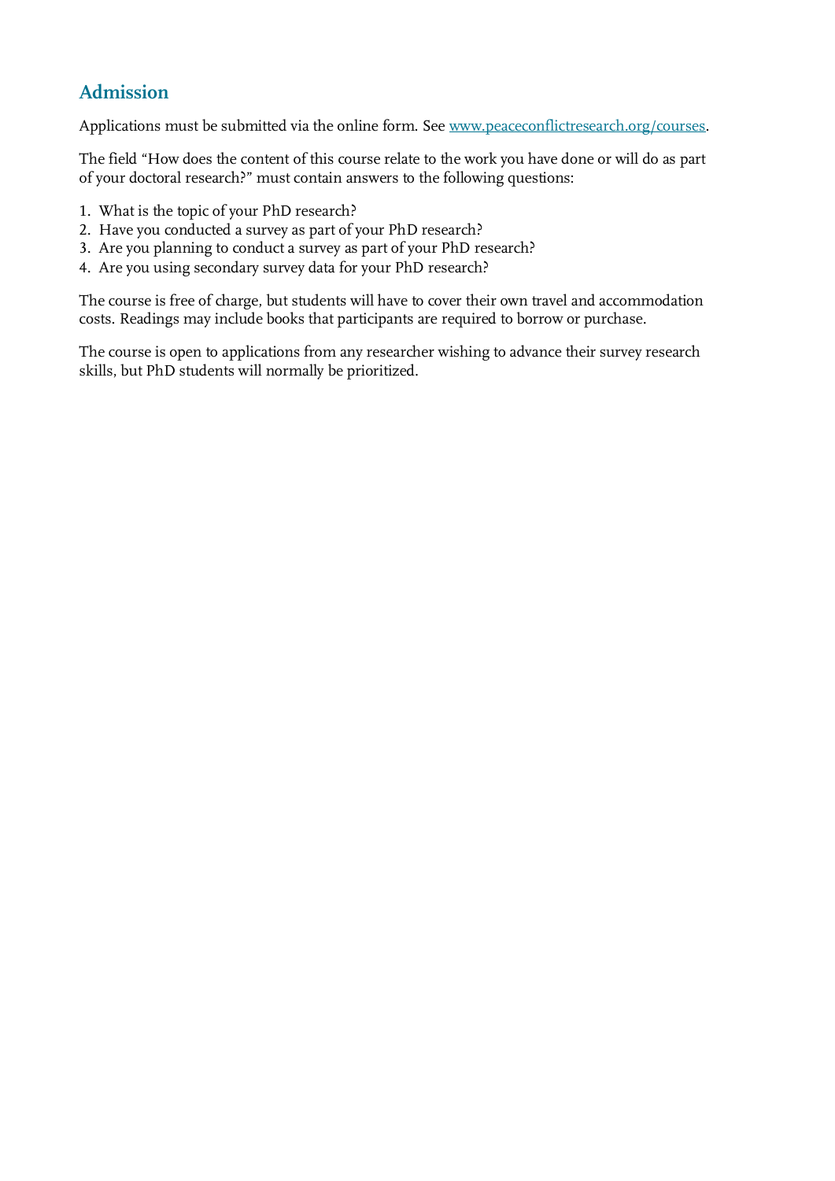## Admission

Applications must be submitted via the online form. See [www.peaceconflictresearch.org/courses](http://www.peaceconflictresearch.org/courses).

The field "How does the content of this course relate to the work you have done or will do as part of your doctoral research?" must contain answers to the following questions:

1. What is the topic of your PhD research?
2. Have you conducted a survey as part of your PhD research?
3. Are you planning to conduct a survey as part of your PhD research?
4. Are you using secondary survey data for your PhD research?

The course is free of charge, but students will have to cover their own travel and accommodation costs. Readings may include books that participants are required to borrow or purchase.

The course is open to applications from any researcher wishing to advance their survey research skills, but PhD students will normally be prioritized.